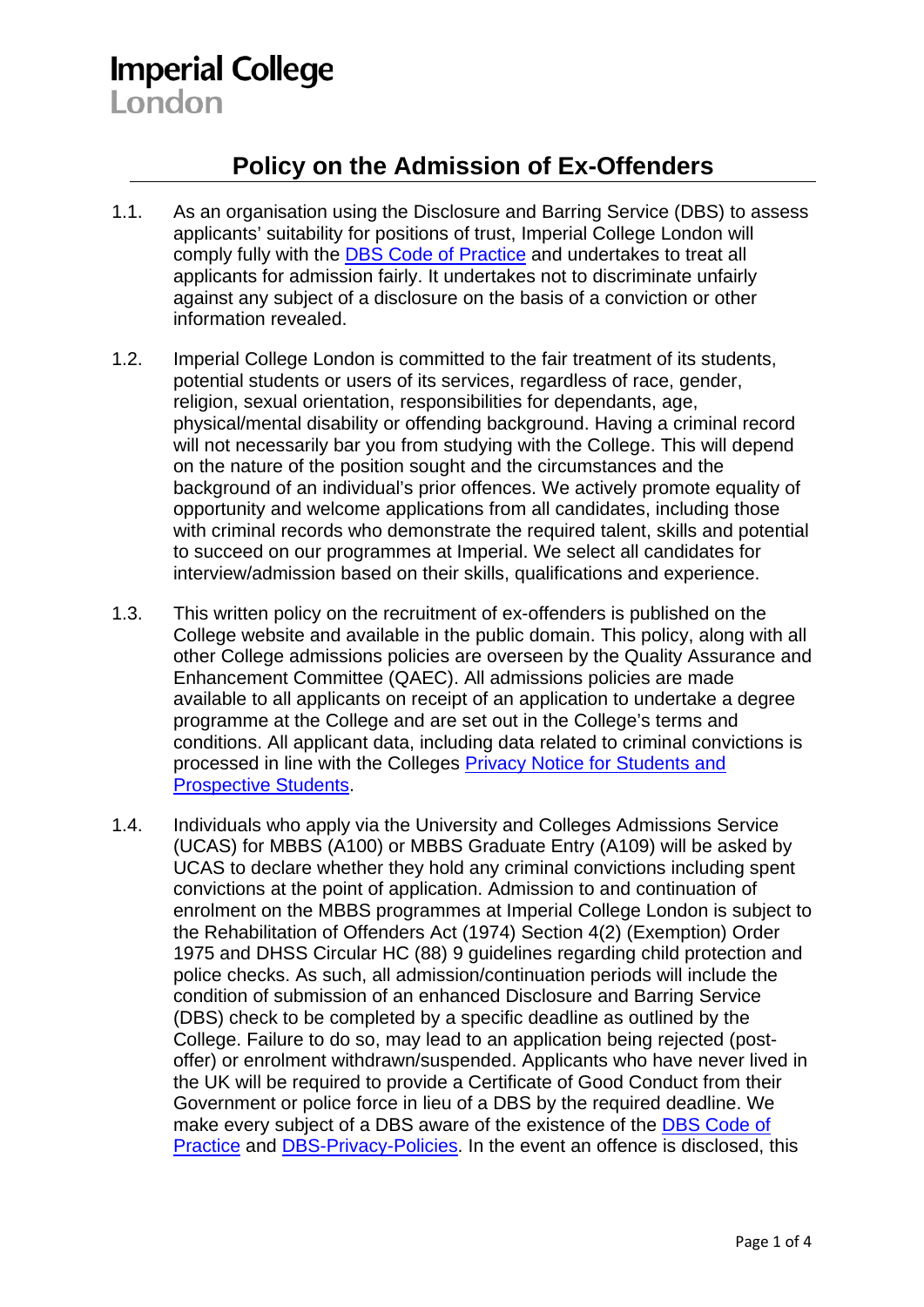Imperial College London

# Policy on the Admission of Ex-Offenders

1.1. As an organisation using the Disclosure and Barring Service (DBS) to assess applicants' suitability for positions of trust, Imperial College London will comply fully with the [DBS Code of Practice]() and undertakes to treat all applicants for admission fairly. It undertakes not to discriminate unfairly against any subject of a disclosure on the basis of a conviction or other information revealed.

1.2. Imperial College London is committed to the fair treatment of its students, potential students or users of its services, regardless of race, gender, religion, sexual orientation, responsibilities for dependants, age, physical/mental disability or offending background. Having a criminal record will not necessarily bar you from studying with the College. This will depend on the nature of the position sought and the circumstances and the background of an individual's prior offences. We actively promote equality of opportunity and welcome applications from all candidates, including those with criminal records who demonstrate the required talent, skills and potential to succeed on our programmes at Imperial. We select all candidates for interview/admission based on their skills, qualifications and experience.

1.3. This written policy on the recruitment of ex-offenders is published on the College website and available in the public domain. This policy, along with all other College admissions policies are overseen by the Quality Assurance and Enhancement Committee (QAEC). All admissions policies are made available to all applicants on receipt of an application to undertake a degree programme at the College and are set out in the College's terms and conditions. All applicant data, including data related to criminal convictions is processed in line with the Colleges [Privacy Notice for Students and Prospective Students]().

1.4. Individuals who apply via the University and Colleges Admissions Service (UCAS) for MBBS (A100) or MBBS Graduate Entry (A109) will be asked by UCAS to declare whether they hold any criminal convictions including spent convictions at the point of application. Admission to and continuation of enrolment on the MBBS programmes at Imperial College London is subject to the Rehabilitation of Offenders Act (1974) Section 4(2) (Exemption) Order 1975 and DHSS Circular HC (88) 9 guidelines regarding child protection and police checks. As such, all admission/continuation periods will include the condition of submission of an enhanced Disclosure and Barring Service (DBS) check to be completed by a specific deadline as outlined by the College. Failure to do so, may lead to an application being rejected (post-offer) or enrolment withdrawn/suspended. Applicants who have never lived in the UK will be required to provide a Certificate of Good Conduct from their Government or police force in lieu of a DBS by the required deadline. We make every subject of a DBS aware of the existence of the [DBS Code of Practice]() and [DBS-Privacy-Policies](). In the event an offence is disclosed, this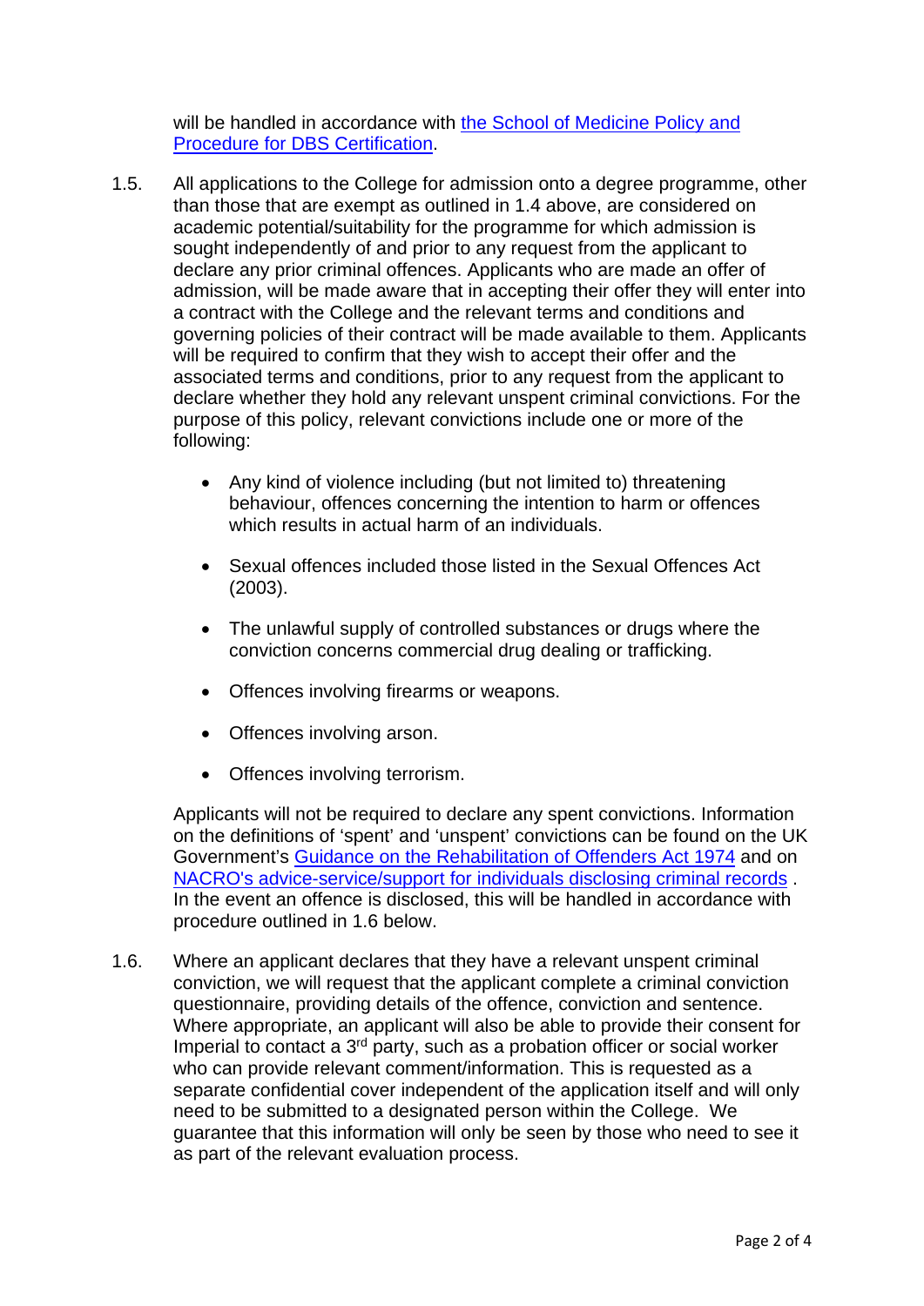will be handled in accordance with [the School of Medicine Policy and Procedure for DBS Certification](#).

1.5. All applications to the College for admission onto a degree programme, other than those that are exempt as outlined in 1.4 above, are considered on academic potential/suitability for the programme for which admission is sought independently of and prior to any request from the applicant to declare any prior criminal offences. Applicants who are made an offer of admission, will be made aware that in accepting their offer they will enter into a contract with the College and the relevant terms and conditions and governing policies of their contract will be made available to them. Applicants will be required to confirm that they wish to accept their offer and the associated terms and conditions, prior to any request from the applicant to declare whether they hold any relevant unspent criminal convictions. For the purpose of this policy, relevant convictions include one or more of the following:

   - Any kind of violence including (but not limited to) threatening behaviour, offences concerning the intention to harm or offences which results in actual harm of an individuals.
   - Sexual offences included those listed in the Sexual Offences Act (2003).
   - The unlawful supply of controlled substances or drugs where the conviction concerns commercial drug dealing or trafficking.
   - Offences involving firearms or weapons.
   - Offences involving arson.
   - Offences involving terrorism.

   Applicants will not be required to declare any spent convictions. Information on the definitions of 'spent' and 'unspent' convictions can be found on the UK Government's [Guidance on the Rehabilitation of Offenders Act 1974](#) and on [NACRO's advice-service/support for individuals disclosing criminal records](#) . In the event an offence is disclosed, this will be handled in accordance with procedure outlined in 1.6 below.

1.6. Where an applicant declares that they have a relevant unspent criminal conviction, we will request that the applicant complete a criminal conviction questionnaire, providing details of the offence, conviction and sentence. Where appropriate, an applicant will also be able to provide their consent for Imperial to contact a 3rd party, such as a probation officer or social worker who can provide relevant comment/information. This is requested as a separate confidential cover independent of the application itself and will only need to be submitted to a designated person within the College. We guarantee that this information will only be seen by those who need to see it as part of the relevant evaluation process.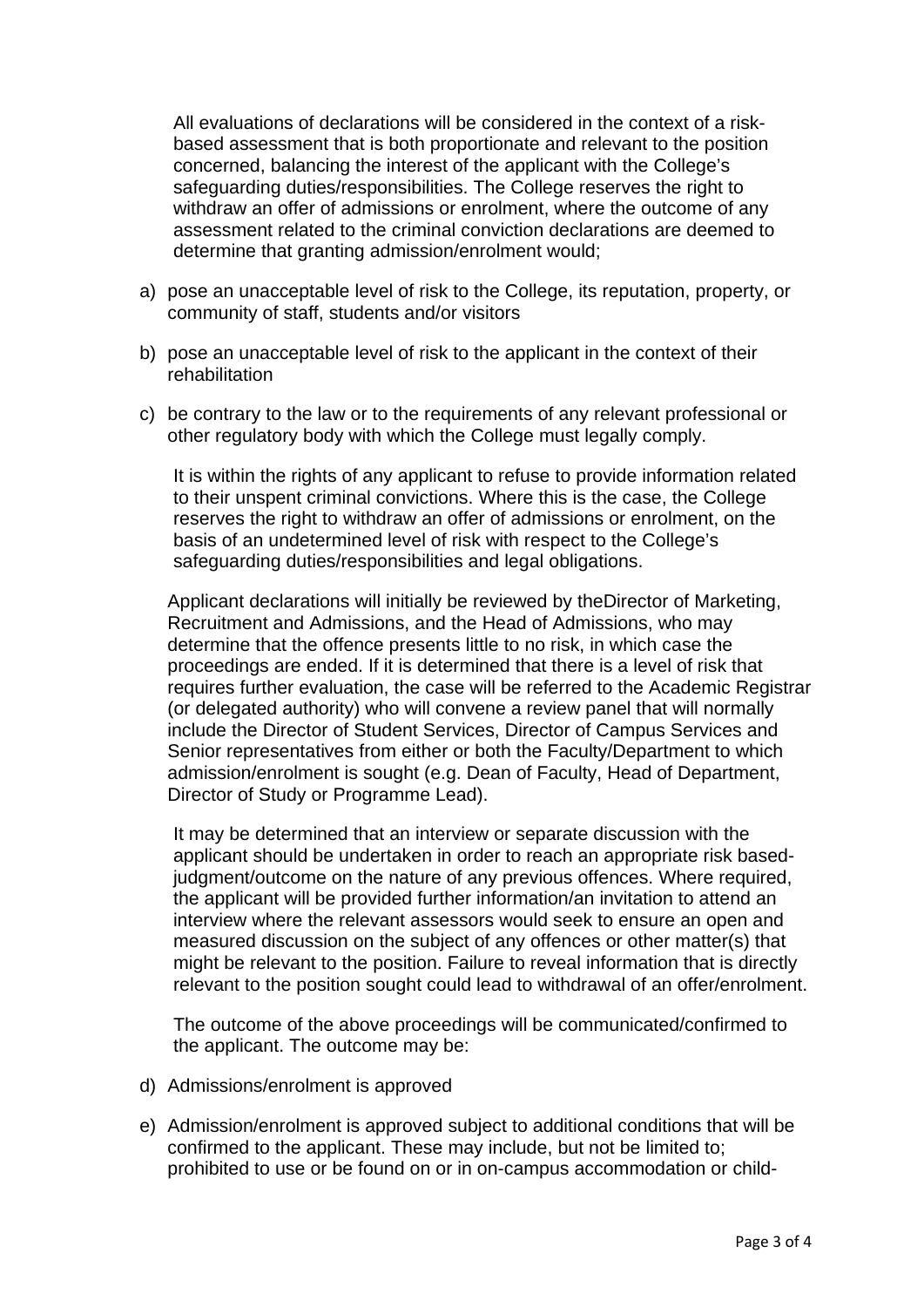All evaluations of declarations will be considered in the context of a risk-based assessment that is both proportionate and relevant to the position concerned, balancing the interest of the applicant with the College's safeguarding duties/responsibilities. The College reserves the right to withdraw an offer of admissions or enrolment, where the outcome of any assessment related to the criminal conviction declarations are deemed to determine that granting admission/enrolment would;

a) pose an unacceptable level of risk to the College, its reputation, property, or community of staff, students and/or visitors

b) pose an unacceptable level of risk to the applicant in the context of their rehabilitation

c) be contrary to the law or to the requirements of any relevant professional or other regulatory body with which the College must legally comply.

It is within the rights of any applicant to refuse to provide information related to their unspent criminal convictions. Where this is the case, the College reserves the right to withdraw an offer of admissions or enrolment, on the basis of an undetermined level of risk with respect to the College's safeguarding duties/responsibilities and legal obligations.

Applicant declarations will initially be reviewed by theDirector of Marketing, Recruitment and Admissions, and the Head of Admissions, who may determine that the offence presents little to no risk, in which case the proceedings are ended. If it is determined that there is a level of risk that requires further evaluation, the case will be referred to the Academic Registrar (or delegated authority) who will convene a review panel that will normally include the Director of Student Services, Director of Campus Services and Senior representatives from either or both the Faculty/Department to which admission/enrolment is sought (e.g. Dean of Faculty, Head of Department, Director of Study or Programme Lead).

It may be determined that an interview or separate discussion with the applicant should be undertaken in order to reach an appropriate risk based-judgment/outcome on the nature of any previous offences. Where required, the applicant will be provided further information/an invitation to attend an interview where the relevant assessors would seek to ensure an open and measured discussion on the subject of any offences or other matter(s) that might be relevant to the position. Failure to reveal information that is directly relevant to the position sought could lead to withdrawal of an offer/enrolment.

The outcome of the above proceedings will be communicated/confirmed to the applicant. The outcome may be:

d) Admissions/enrolment is approved

e) Admission/enrolment is approved subject to additional conditions that will be confirmed to the applicant. These may include, but not be limited to; prohibited to use or be found on or in on-campus accommodation or child-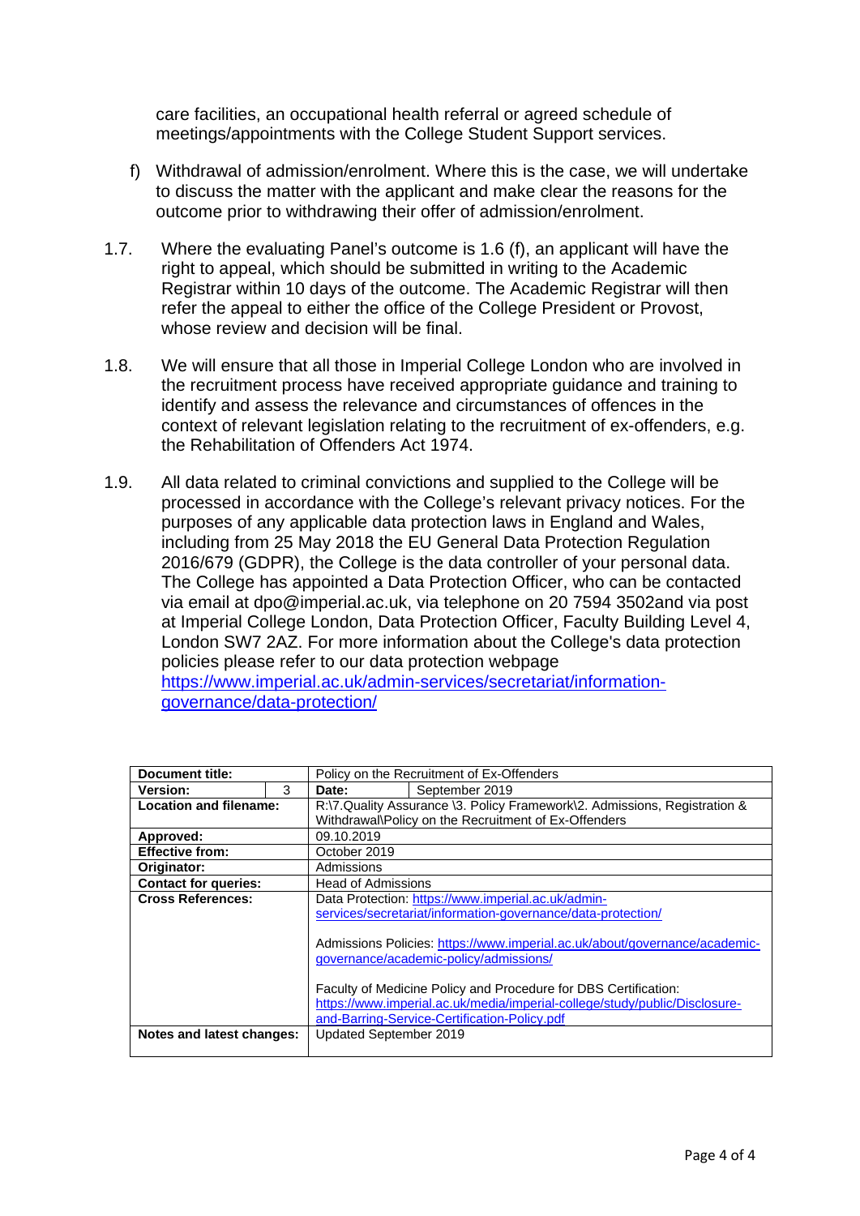care facilities, an occupational health referral or agreed schedule of meetings/appointments with the College Student Support services.

f) Withdrawal of admission/enrolment. Where this is the case, we will undertake to discuss the matter with the applicant and make clear the reasons for the outcome prior to withdrawing their offer of admission/enrolment.

1.7. Where the evaluating Panel's outcome is 1.6 (f), an applicant will have the right to appeal, which should be submitted in writing to the Academic Registrar within 10 days of the outcome. The Academic Registrar will then refer the appeal to either the office of the College President or Provost, whose review and decision will be final.

1.8. We will ensure that all those in Imperial College London who are involved in the recruitment process have received appropriate guidance and training to identify and assess the relevance and circumstances of offences in the context of relevant legislation relating to the recruitment of ex-offenders, e.g. the Rehabilitation of Offenders Act 1974.

1.9. All data related to criminal convictions and supplied to the College will be processed in accordance with the College's relevant privacy notices. For the purposes of any applicable data protection laws in England and Wales, including from 25 May 2018 the EU General Data Protection Regulation 2016/679 (GDPR), the College is the data controller of your personal data. The College has appointed a Data Protection Officer, who can be contacted via email at dpo@imperial.ac.uk, via telephone on 20 7594 3502and via post at Imperial College London, Data Protection Officer, Faculty Building Level 4, London SW7 2AZ. For more information about the College's data protection policies please refer to our data protection webpage https://www.imperial.ac.uk/admin-services/secretariat/information-governance/data-protection/

| | | | |
|---|---|---|---|
| **Document title:** | | Policy on the Recruitment of Ex-Offenders | |
| **Version:** | 3 | **Date:** | September 2019 |
| **Location and filename:** | | R:\7.Quality Assurance \3. Policy Framework\2. Admissions, Registration & Withdrawal\Policy on the Recruitment of Ex-Offenders | |
| **Approved:** | | 09.10.2019 | |
| **Effective from:** | | October 2019 | |
| **Originator:** | | Admissions | |
| **Contact for queries:** | | Head of Admissions | |
| **Cross References:** | | Data Protection: https://www.imperial.ac.uk/admin-services/secretariat/information-governance/data-protection/<br><br>Admissions Policies: https://www.imperial.ac.uk/about/governance/academic-governance/academic-policy/admissions/<br><br>Faculty of Medicine Policy and Procedure for DBS Certification: https://www.imperial.ac.uk/media/imperial-college/study/public/Disclosure-and-Barring-Service-Certification-Policy.pdf | |
| **Notes and latest changes:** | | Updated September 2019 | |